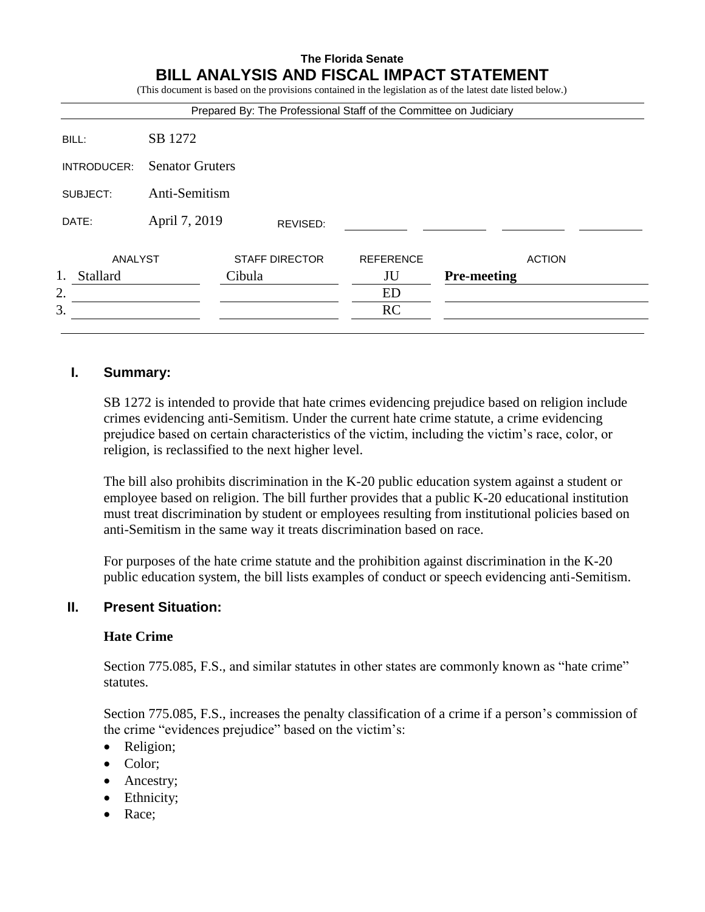**The Florida Senate**

# BILL ANALYSIS AND FISCAL IMPACT STATEMENT

(This document is based on the provisions contained in the legislation as of the latest date listed below.)

Prepared By: The Professional Staff of the Committee on Judiciary

| | |
|---|---|
| BILL: | SB 1272 |
| INTRODUCER: | Senator Gruters |
| SUBJECT: | Anti-Semitism |
| DATE: | April 7, 2019 REVISED: |

| | ANALYST | STAFF DIRECTOR | REFERENCE | ACTION |
|---|---|---|---|---|
| 1. | Stallard | Cibula | JU | **Pre-meeting** |
| 2. | | | ED | |
| 3. | | | RC | |

## I. Summary:

SB 1272 is intended to provide that hate crimes evidencing prejudice based on religion include crimes evidencing anti-Semitism. Under the current hate crime statute, a crime evidencing prejudice based on certain characteristics of the victim, including the victim's race, color, or religion, is reclassified to the next higher level.

The bill also prohibits discrimination in the K-20 public education system against a student or employee based on religion. The bill further provides that a public K-20 educational institution must treat discrimination by student or employees resulting from institutional policies based on anti-Semitism in the same way it treats discrimination based on race.

For purposes of the hate crime statute and the prohibition against discrimination in the K-20 public education system, the bill lists examples of conduct or speech evidencing anti-Semitism.

## II. Present Situation:

### Hate Crime

Section 775.085, F.S., and similar statutes in other states are commonly known as "hate crime" statutes.

Section 775.085, F.S., increases the penalty classification of a crime if a person's commission of the crime "evidences prejudice" based on the victim's:

- Religion;
- Color;
- Ancestry;
- Ethnicity;
- Race;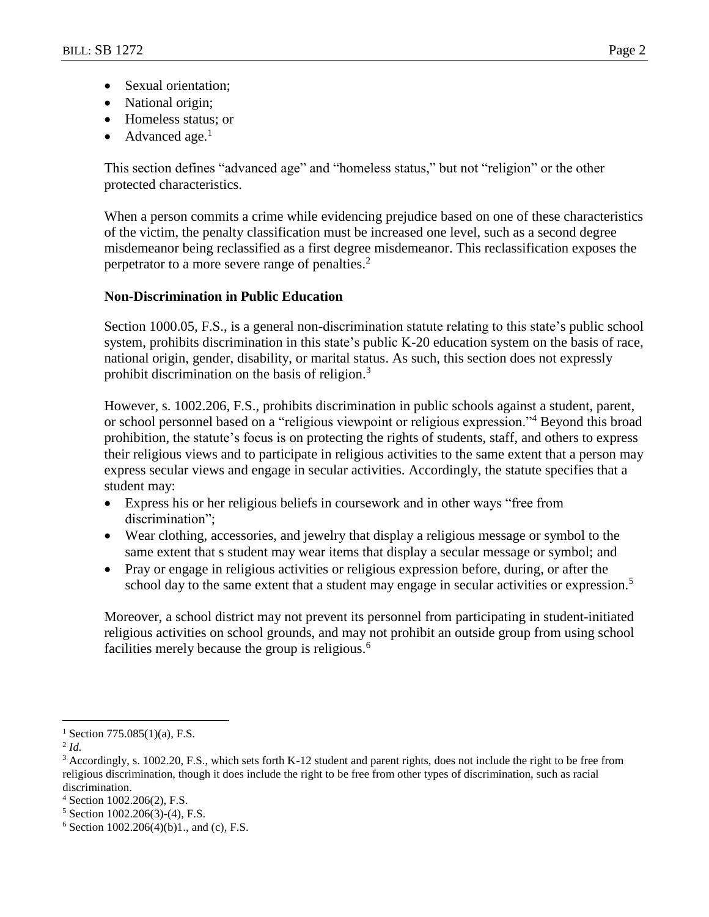- Sexual orientation;
- National origin;
- Homeless status; or
- Advanced age.[1]

This section defines "advanced age" and "homeless status," but not "religion" or the other protected characteristics.

When a person commits a crime while evidencing prejudice based on one of these characteristics of the victim, the penalty classification must be increased one level, such as a second degree misdemeanor being reclassified as a first degree misdemeanor. This reclassification exposes the perpetrator to a more severe range of penalties.[2]

**Non-Discrimination in Public Education**

Section 1000.05, F.S., is a general non-discrimination statute relating to this state's public school system, prohibits discrimination in this state's public K-20 education system on the basis of race, national origin, gender, disability, or marital status. As such, this section does not expressly prohibit discrimination on the basis of religion.[3]

However, s. 1002.206, F.S., prohibits discrimination in public schools against a student, parent, or school personnel based on a "religious viewpoint or religious expression."[4] Beyond this broad prohibition, the statute's focus is on protecting the rights of students, staff, and others to express their religious views and to participate in religious activities to the same extent that a person may express secular views and engage in secular activities. Accordingly, the statute specifies that a student may:

- Express his or her religious beliefs in coursework and in other ways "free from discrimination";
- Wear clothing, accessories, and jewelry that display a religious message or symbol to the same extent that s student may wear items that display a secular message or symbol; and
- Pray or engage in religious activities or religious expression before, during, or after the school day to the same extent that a student may engage in secular activities or expression.[5]

Moreover, a school district may not prevent its personnel from participating in student-initiated religious activities on school grounds, and may not prohibit an outside group from using school facilities merely because the group is religious.[6]

---

[1] Section 775.085(1)(a), F.S.

[2] *Id.*

[3] Accordingly, s. 1002.20, F.S., which sets forth K-12 student and parent rights, does not include the right to be free from religious discrimination, though it does include the right to be free from other types of discrimination, such as racial discrimination.

[4] Section 1002.206(2), F.S.

[5] Section 1002.206(3)-(4), F.S.

[6] Section 1002.206(4)(b)1., and (c), F.S.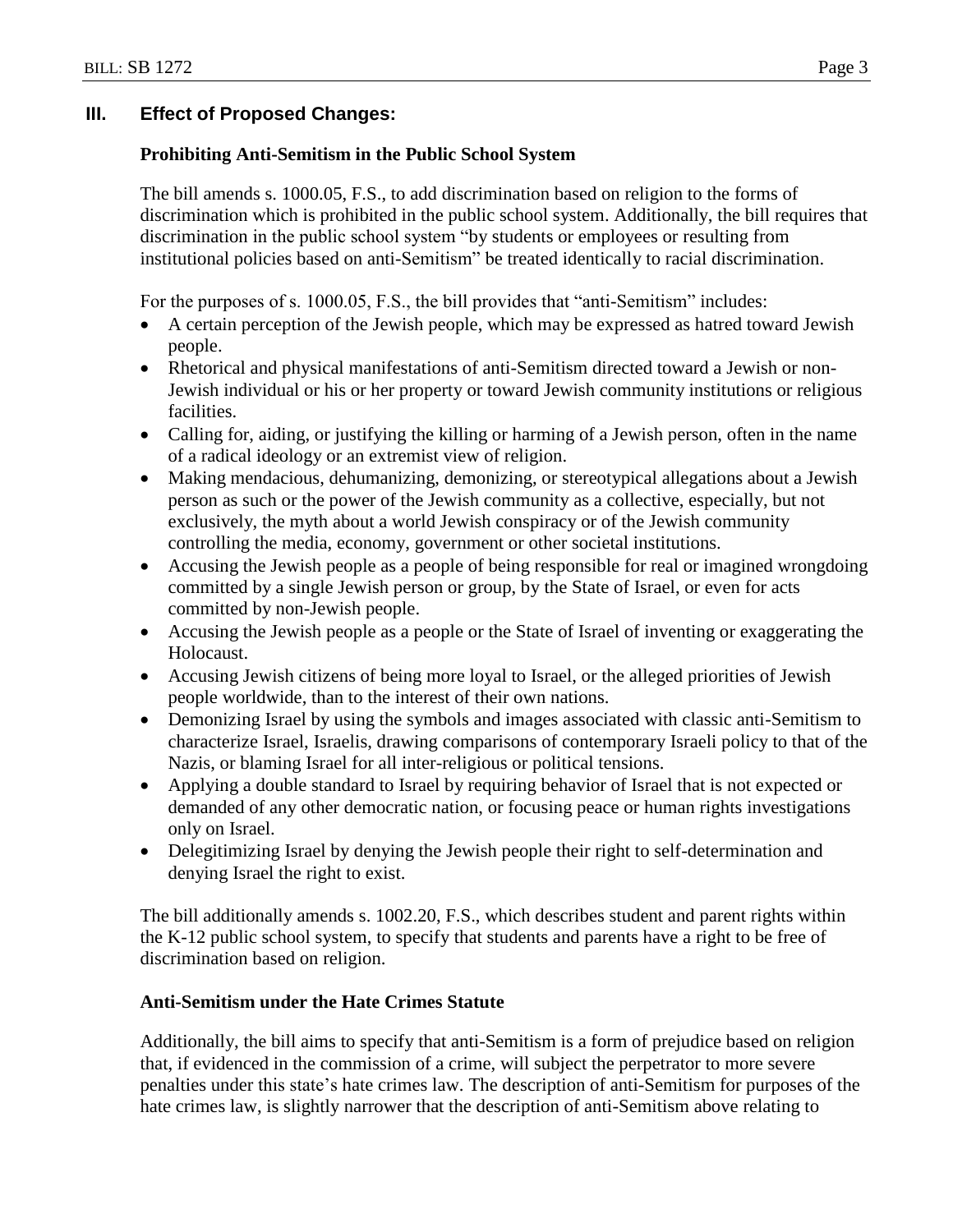## III. Effect of Proposed Changes:

### Prohibiting Anti-Semitism in the Public School System

The bill amends s. 1000.05, F.S., to add discrimination based on religion to the forms of discrimination which is prohibited in the public school system. Additionally, the bill requires that discrimination in the public school system "by students or employees or resulting from institutional policies based on anti-Semitism" be treated identically to racial discrimination.

For the purposes of s. 1000.05, F.S., the bill provides that "anti-Semitism" includes:

- A certain perception of the Jewish people, which may be expressed as hatred toward Jewish people.
- Rhetorical and physical manifestations of anti-Semitism directed toward a Jewish or non-Jewish individual or his or her property or toward Jewish community institutions or religious facilities.
- Calling for, aiding, or justifying the killing or harming of a Jewish person, often in the name of a radical ideology or an extremist view of religion.
- Making mendacious, dehumanizing, demonizing, or stereotypical allegations about a Jewish person as such or the power of the Jewish community as a collective, especially, but not exclusively, the myth about a world Jewish conspiracy or of the Jewish community controlling the media, economy, government or other societal institutions.
- Accusing the Jewish people as a people of being responsible for real or imagined wrongdoing committed by a single Jewish person or group, by the State of Israel, or even for acts committed by non-Jewish people.
- Accusing the Jewish people as a people or the State of Israel of inventing or exaggerating the Holocaust.
- Accusing Jewish citizens of being more loyal to Israel, or the alleged priorities of Jewish people worldwide, than to the interest of their own nations.
- Demonizing Israel by using the symbols and images associated with classic anti-Semitism to characterize Israel, Israelis, drawing comparisons of contemporary Israeli policy to that of the Nazis, or blaming Israel for all inter-religious or political tensions.
- Applying a double standard to Israel by requiring behavior of Israel that is not expected or demanded of any other democratic nation, or focusing peace or human rights investigations only on Israel.
- Delegitimizing Israel by denying the Jewish people their right to self-determination and denying Israel the right to exist.

The bill additionally amends s. 1002.20, F.S., which describes student and parent rights within the K-12 public school system, to specify that students and parents have a right to be free of discrimination based on religion.

### Anti-Semitism under the Hate Crimes Statute

Additionally, the bill aims to specify that anti-Semitism is a form of prejudice based on religion that, if evidenced in the commission of a crime, will subject the perpetrator to more severe penalties under this state's hate crimes law. The description of anti-Semitism for purposes of the hate crimes law, is slightly narrower that the description of anti-Semitism above relating to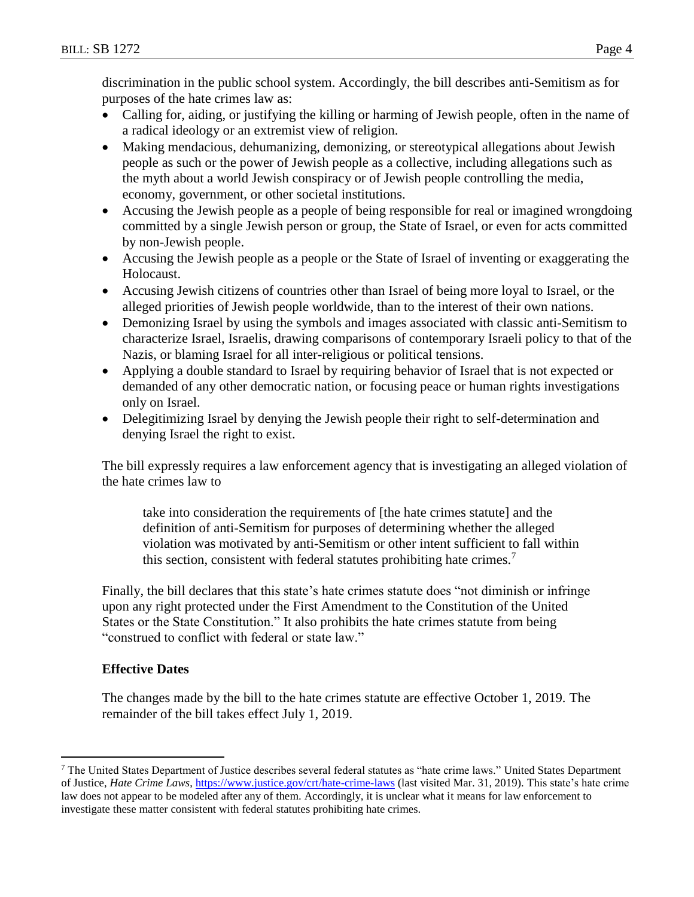discrimination in the public school system. Accordingly, the bill describes anti-Semitism as for purposes of the hate crimes law as:

- Calling for, aiding, or justifying the killing or harming of Jewish people, often in the name of a radical ideology or an extremist view of religion.
- Making mendacious, dehumanizing, demonizing, or stereotypical allegations about Jewish people as such or the power of Jewish people as a collective, including allegations such as the myth about a world Jewish conspiracy or of Jewish people controlling the media, economy, government, or other societal institutions.
- Accusing the Jewish people as a people of being responsible for real or imagined wrongdoing committed by a single Jewish person or group, the State of Israel, or even for acts committed by non-Jewish people.
- Accusing the Jewish people as a people or the State of Israel of inventing or exaggerating the Holocaust.
- Accusing Jewish citizens of countries other than Israel of being more loyal to Israel, or the alleged priorities of Jewish people worldwide, than to the interest of their own nations.
- Demonizing Israel by using the symbols and images associated with classic anti-Semitism to characterize Israel, Israelis, drawing comparisons of contemporary Israeli policy to that of the Nazis, or blaming Israel for all inter-religious or political tensions.
- Applying a double standard to Israel by requiring behavior of Israel that is not expected or demanded of any other democratic nation, or focusing peace or human rights investigations only on Israel.
- Delegitimizing Israel by denying the Jewish people their right to self-determination and denying Israel the right to exist.

The bill expressly requires a law enforcement agency that is investigating an alleged violation of the hate crimes law to

> take into consideration the requirements of [the hate crimes statute] and the definition of anti-Semitism for purposes of determining whether the alleged violation was motivated by anti-Semitism or other intent sufficient to fall within this section, consistent with federal statutes prohibiting hate crimes.[7]

Finally, the bill declares that this state's hate crimes statute does "not diminish or infringe upon any right protected under the First Amendment to the Constitution of the United States or the State Constitution." It also prohibits the hate crimes statute from being "construed to conflict with federal or state law."

### Effective Dates

The changes made by the bill to the hate crimes statute are effective October 1, 2019. The remainder of the bill takes effect July 1, 2019.

---

[7] The United States Department of Justice describes several federal statutes as "hate crime laws." United States Department of Justice, *Hate Crime Laws*, https://www.justice.gov/crt/hate-crime-laws (last visited Mar. 31, 2019). This state's hate crime law does not appear to be modeled after any of them. Accordingly, it is unclear what it means for law enforcement to investigate these matter consistent with federal statutes prohibiting hate crimes.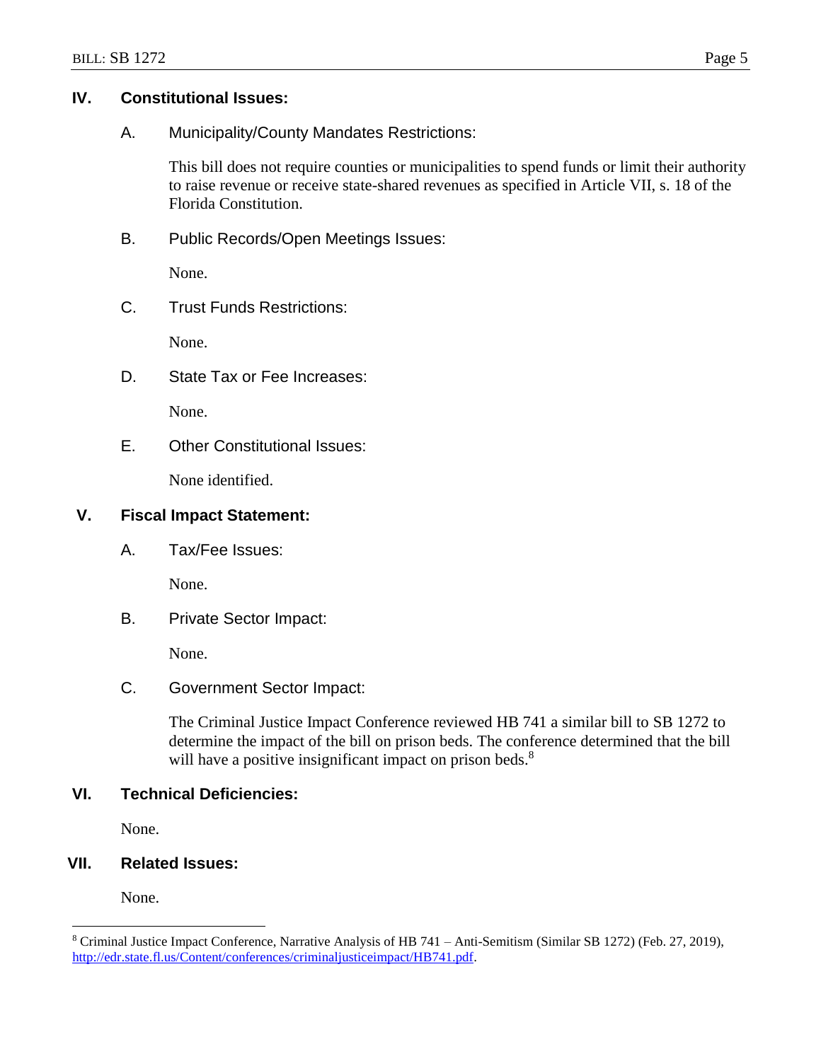## IV. Constitutional Issues:

### A. Municipality/County Mandates Restrictions:

This bill does not require counties or municipalities to spend funds or limit their authority to raise revenue or receive state-shared revenues as specified in Article VII, s. 18 of the Florida Constitution.

### B. Public Records/Open Meetings Issues:

None.

### C. Trust Funds Restrictions:

None.

### D. State Tax or Fee Increases:

None.

### E. Other Constitutional Issues:

None identified.

## V. Fiscal Impact Statement:

### A. Tax/Fee Issues:

None.

### B. Private Sector Impact:

None.

### C. Government Sector Impact:

The Criminal Justice Impact Conference reviewed HB 741 a similar bill to SB 1272 to determine the impact of the bill on prison beds. The conference determined that the bill will have a positive insignificant impact on prison beds.[8]

## VI. Technical Deficiencies:

None.

## VII. Related Issues:

None.

---

[8] Criminal Justice Impact Conference, Narrative Analysis of HB 741 – Anti-Semitism (Similar SB 1272) (Feb. 27, 2019), http://edr.state.fl.us/Content/conferences/criminaljusticeimpact/HB741.pdf.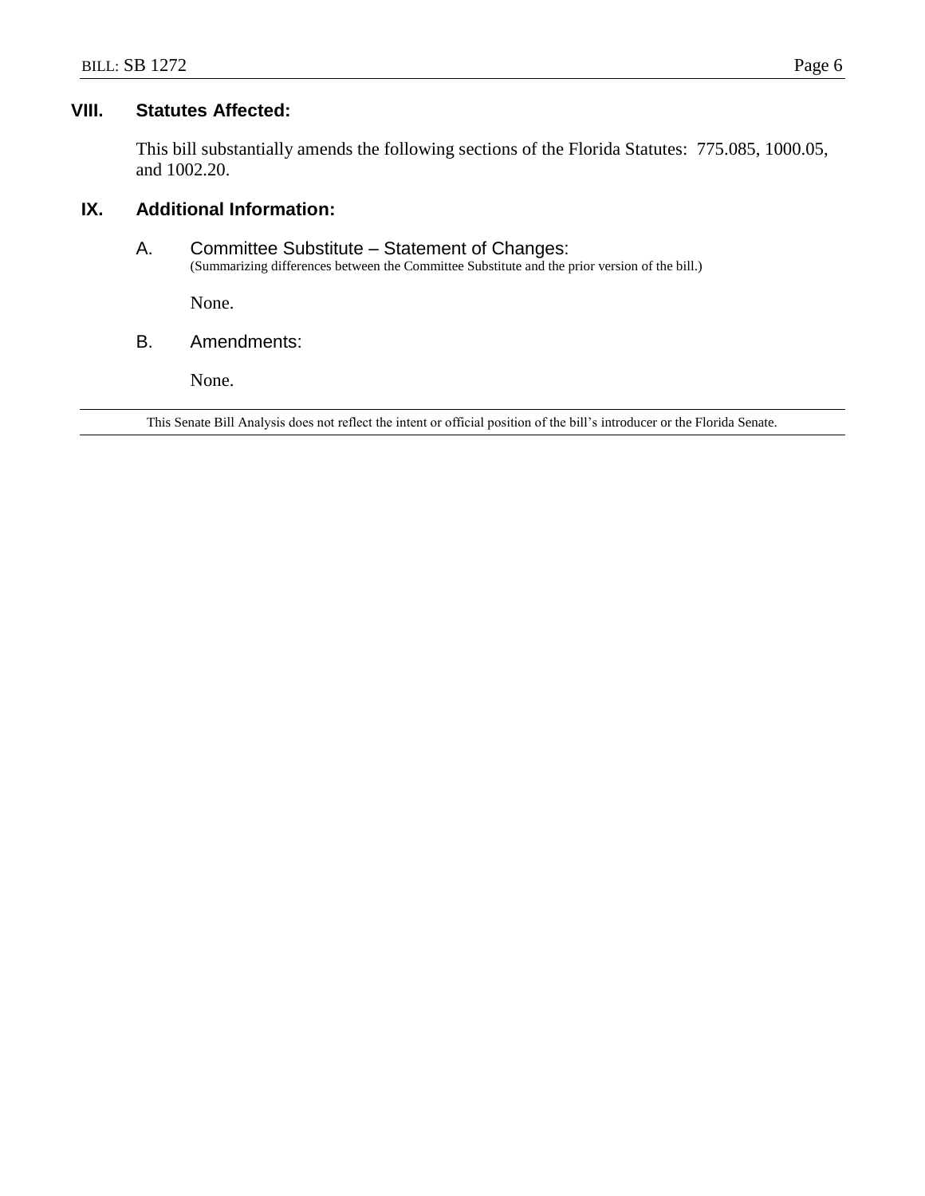## VIII. Statutes Affected:

This bill substantially amends the following sections of the Florida Statutes: 775.085, 1000.05, and 1002.20.

## IX. Additional Information:

### A. Committee Substitute – Statement of Changes:

(Summarizing differences between the Committee Substitute and the prior version of the bill.)

None.

### B. Amendments:

None.

This Senate Bill Analysis does not reflect the intent or official position of the bill's introducer or the Florida Senate.